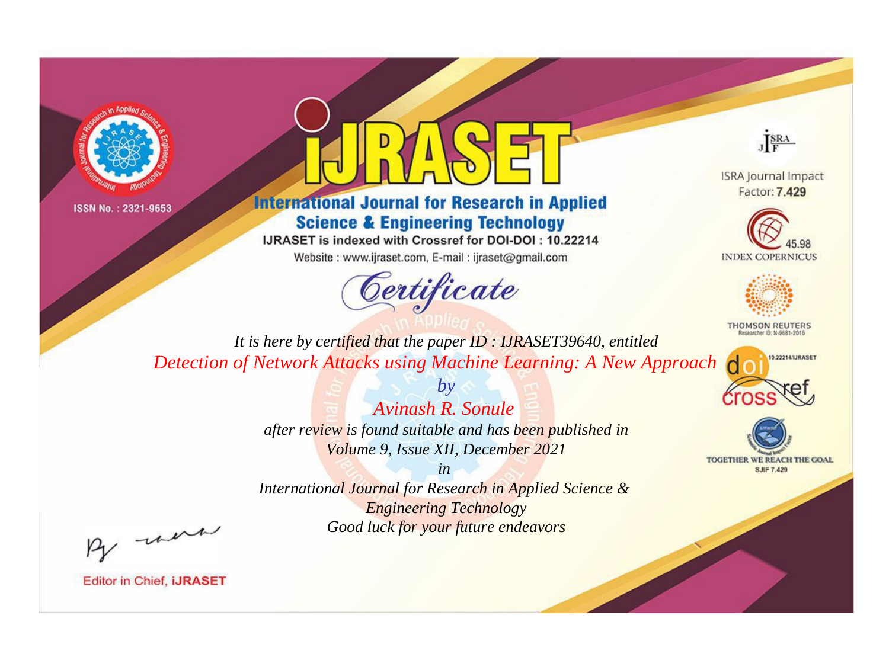ISSN No. : 2321-9653

# IJRASET

## International Journal for Research in Applied Science & Engineering Technology

IJRASET is indexed with Crossref for DOI-DOI : 10.22214

Website : www.ijraset.com, E-mail : ijraset@gmail.com

## Certificate

*It is here by certified that the paper ID : IJRASET39640, entitled*

*Detection of Network Attacks using Machine Learning: A New Approach*

*by*

*Avinash R. Sonule*

*after review is found suitable and has been published in*

*Volume 9, Issue XII, December 2021*

*in*

*International Journal for Research in Applied Science & Engineering Technology*

*Good luck for your future endeavors*

ISRA Journal Impact Factor: **7.429**

45.98 INDEX COPERNICUS

THOMSON REUTERS Researcher ID: N-9681-2016

10.22214/IJRASET

TOGETHER WE REACH THE GOAL SJIF 7.429

Editor in Chief, **iJRASET**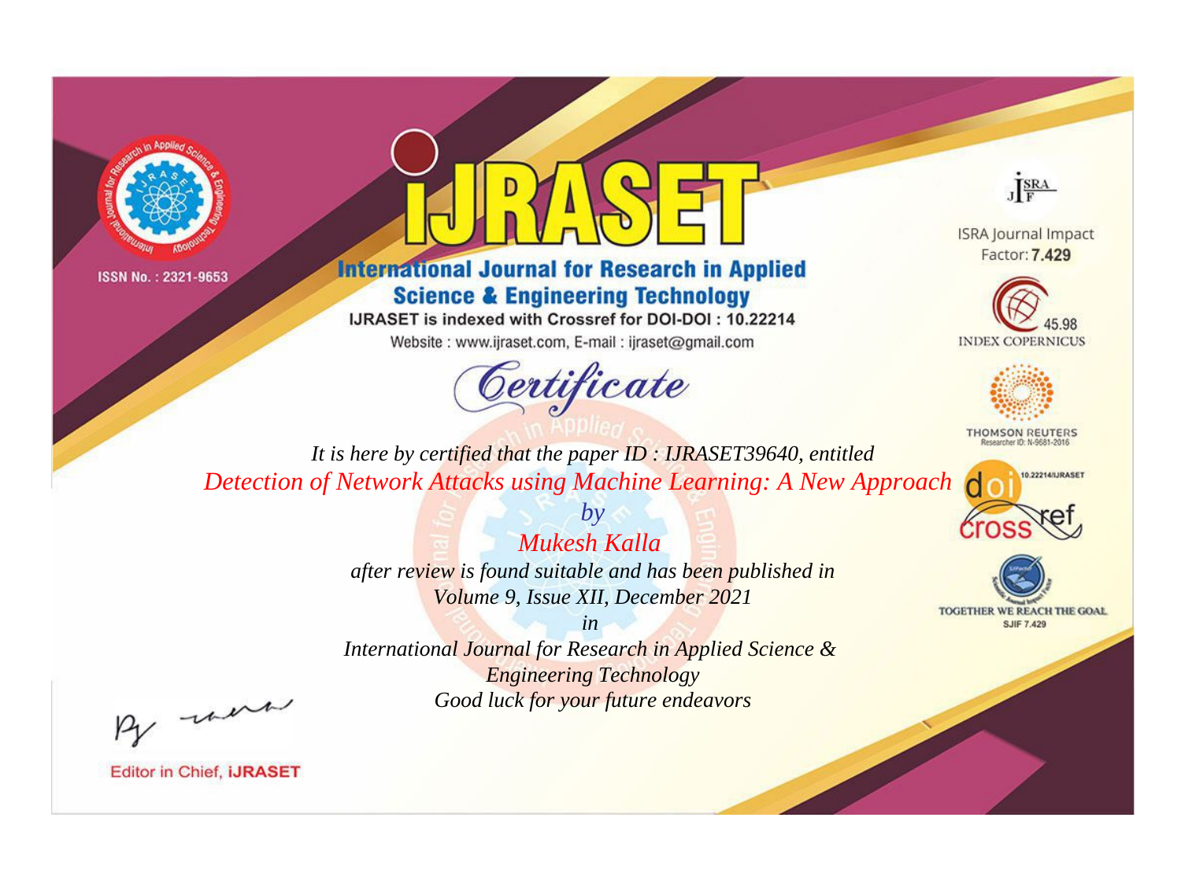ISSN No. : 2321-9653

# iJRASET

## International Journal for Research in Applied Science & Engineering Technology

IJRASET is indexed with Crossref for DOI-DOI : 10.22214

Website : www.ijraset.com, E-mail : ijraset@gmail.com

ISRA Journal Impact Factor: **7.429**

45.98 INDEX COPERNICUS

THOMSON REUTERS Researcher ID: N-9681-2016

10.22214/IJRASET

TOGETHER WE REACH THE GOAL SJIF 7.429

# *Certificate*

*It is here by certified that the paper ID : IJRASET39640, entitled*

*Detection of Network Attacks using Machine Learning: A New Approach*

*by*

*Mukesh Kalla*

*after review is found suitable and has been published in*

*Volume 9, Issue XII, December 2021*

*in*

*International Journal for Research in Applied Science & Engineering Technology*

*Good luck for your future endeavors*

Editor in Chief, **iJRASET**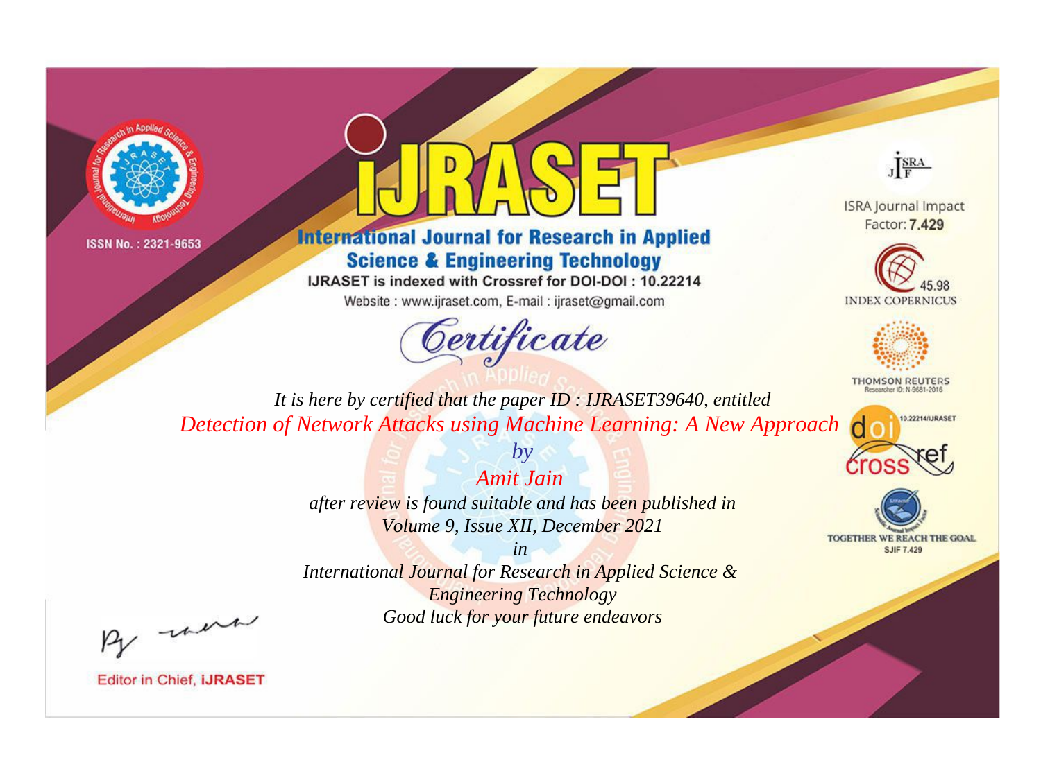ISSN No. : 2321-9653

# iJRASET

## International Journal for Research in Applied Science & Engineering Technology

IJRASET is indexed with Crossref for DOI-DOI : 10.22214

Website : www.ijraset.com, E-mail : ijraset@gmail.com

*Certificate*

*It is here by certified that the paper ID : IJRASET39640, entitled*

*Detection of Network Attacks using Machine Learning: A New Approach*

*by*

*Amit Jain*

*after review is found suitable and has been published in*

*Volume 9, Issue XII, December 2021*

*in*

*International Journal for Research in Applied Science & Engineering Technology*

*Good luck for your future endeavors*

ISRA Journal Impact Factor: **7.429**

45.98 INDEX COPERNICUS

THOMSON REUTERS Researcher ID: N-9681-2016

10.22214/IJRASET

TOGETHER WE REACH THE GOAL SJIF 7.429

Editor in Chief, **iJRASET**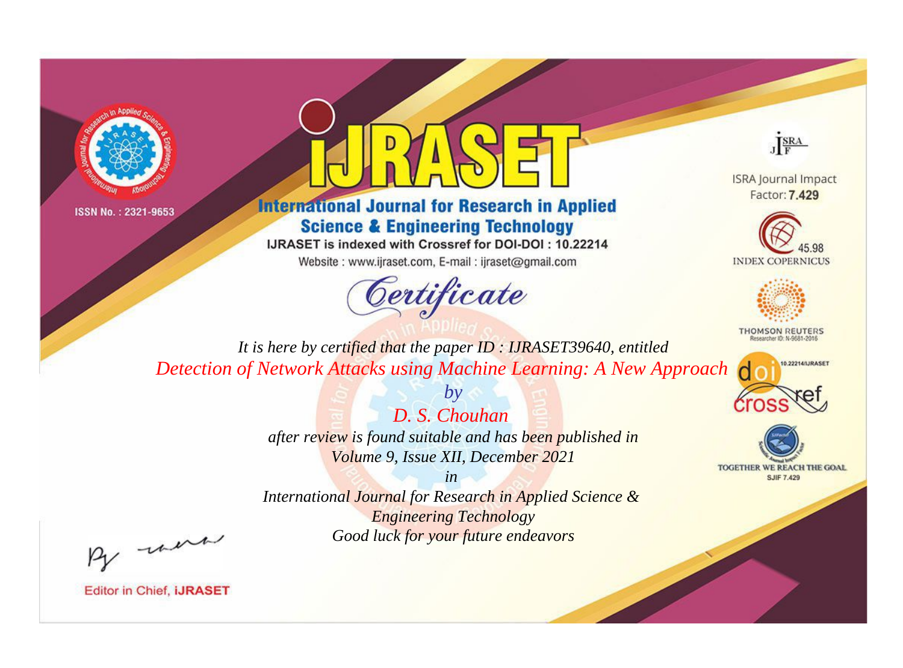ISSN No. : 2321-9653

# iJRASET

## International Journal for Research in Applied Science & Engineering Technology

IJRASET is indexed with Crossref for DOI-DOI : 10.22214

Website : www.ijraset.com, E-mail : ijraset@gmail.com

*Certificate*

*It is here by certified that the paper ID : IJRASET39640, entitled*

*Detection of Network Attacks using Machine Learning: A New Approach*

*by*

*D. S. Chouhan*

*after review is found suitable and has been published in*

*Volume 9, Issue XII, December 2021*

*in*

*International Journal for Research in Applied Science & Engineering Technology*

*Good luck for your future endeavors*

ISRA Journal Impact Factor: **7.429**

45.98 INDEX COPERNICUS

THOMSON REUTERS Researcher ID: N-9681-2016

10.22214/IJRASET

TOGETHER WE REACH THE GOAL SJIF 7.429

Editor in Chief, **iJRASET**